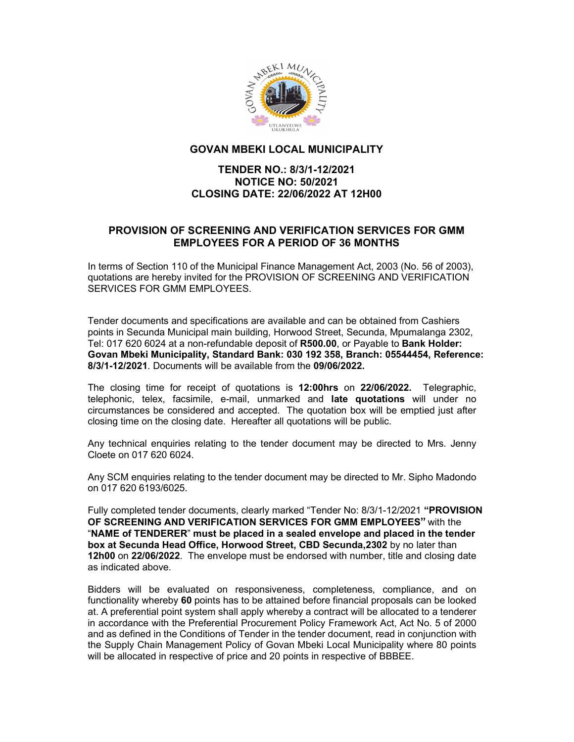# GOVAN MBEKI LOCAL MUNICIPALITY

## TENDER NO.: 8/3/1-12/2021
## NOTICE NO: 50/2021
## CLOSING DATE: 22/06/2022 AT 12H00

## PROVISION OF SCREENING AND VERIFICATION SERVICES FOR GMM EMPLOYEES FOR A PERIOD OF 36 MONTHS

In terms of Section 110 of the Municipal Finance Management Act, 2003 (No. 56 of 2003), quotations are hereby invited for the PROVISION OF SCREENING AND VERIFICATION SERVICES FOR GMM EMPLOYEES.

Tender documents and specifications are available and can be obtained from Cashiers points in Secunda Municipal main building, Horwood Street, Secunda, Mpumalanga 2302, Tel: 017 620 6024 at a non-refundable deposit of **R500.00**, or Payable to **Bank Holder: Govan Mbeki Municipality, Standard Bank: 030 192 358, Branch: 05544454, Reference: 8/3/1-12/2021**. Documents will be available from the **09/06/2022.**

The closing time for receipt of quotations is **12:00hrs** on **22/06/2022.** Telegraphic, telephonic, telex, facsimile, e-mail, unmarked and **late quotations** will under no circumstances be considered and accepted. The quotation box will be emptied just after closing time on the closing date. Hereafter all quotations will be public.

Any technical enquiries relating to the tender document may be directed to Mrs. Jenny Cloete on 017 620 6024.

Any SCM enquiries relating to the tender document may be directed to Mr. Sipho Madondo on 017 620 6193/6025.

Fully completed tender documents, clearly marked "Tender No: 8/3/1-12/2021 **"PROVISION OF SCREENING AND VERIFICATION SERVICES FOR GMM EMPLOYEES"** with the "**NAME of TENDERER**" **must be placed in a sealed envelope and placed in the tender box at Secunda Head Office, Horwood Street, CBD Secunda,2302** by no later than **12h00** on **22/06/2022**. The envelope must be endorsed with number, title and closing date as indicated above.

Bidders will be evaluated on responsiveness, completeness, compliance, and on functionality whereby **60** points has to be attained before financial proposals can be looked at. A preferential point system shall apply whereby a contract will be allocated to a tenderer in accordance with the Preferential Procurement Policy Framework Act, Act No. 5 of 2000 and as defined in the Conditions of Tender in the tender document, read in conjunction with the Supply Chain Management Policy of Govan Mbeki Local Municipality where 80 points will be allocated in respective of price and 20 points in respective of BBBEE.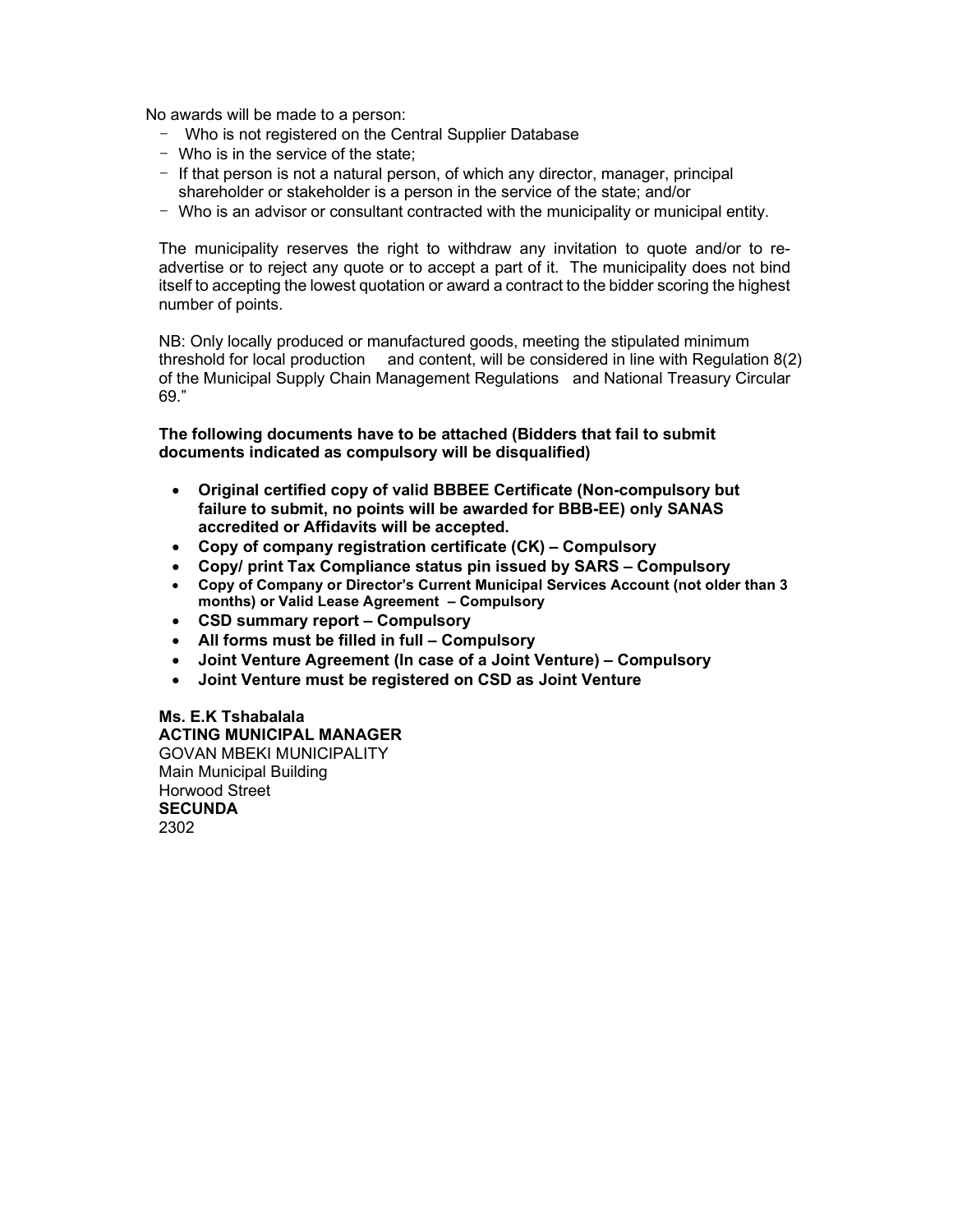No awards will be made to a person:

- Who is not registered on the Central Supplier Database
- Who is in the service of the state;
- If that person is not a natural person, of which any director, manager, principal shareholder or stakeholder is a person in the service of the state; and/or
- Who is an advisor or consultant contracted with the municipality or municipal entity.

The municipality reserves the right to withdraw any invitation to quote and/or to re-advertise or to reject any quote or to accept a part of it. The municipality does not bind itself to accepting the lowest quotation or award a contract to the bidder scoring the highest number of points.

NB: Only locally produced or manufactured goods, meeting the stipulated minimum threshold for local production and content, will be considered in line with Regulation 8(2) of the Municipal Supply Chain Management Regulations and National Treasury Circular 69."

**The following documents have to be attached (Bidders that fail to submit documents indicated as compulsory will be disqualified)**

- **Original certified copy of valid BBBEE Certificate (Non-compulsory but failure to submit, no points will be awarded for BBB-EE) only SANAS accredited or Affidavits will be accepted.**
- **Copy of company registration certificate (CK) – Compulsory**
- **Copy/ print Tax Compliance status pin issued by SARS – Compulsory**
- **Copy of Company or Director's Current Municipal Services Account (not older than 3 months) or Valid Lease Agreement – Compulsory**
- **CSD summary report – Compulsory**
- **All forms must be filled in full – Compulsory**
- **Joint Venture Agreement (In case of a Joint Venture) – Compulsory**
- **Joint Venture must be registered on CSD as Joint Venture**

**Ms. E.K Tshabalala**
**ACTING MUNICIPAL MANAGER**
GOVAN MBEKI MUNICIPALITY
Main Municipal Building
Horwood Street
**SECUNDA**
2302